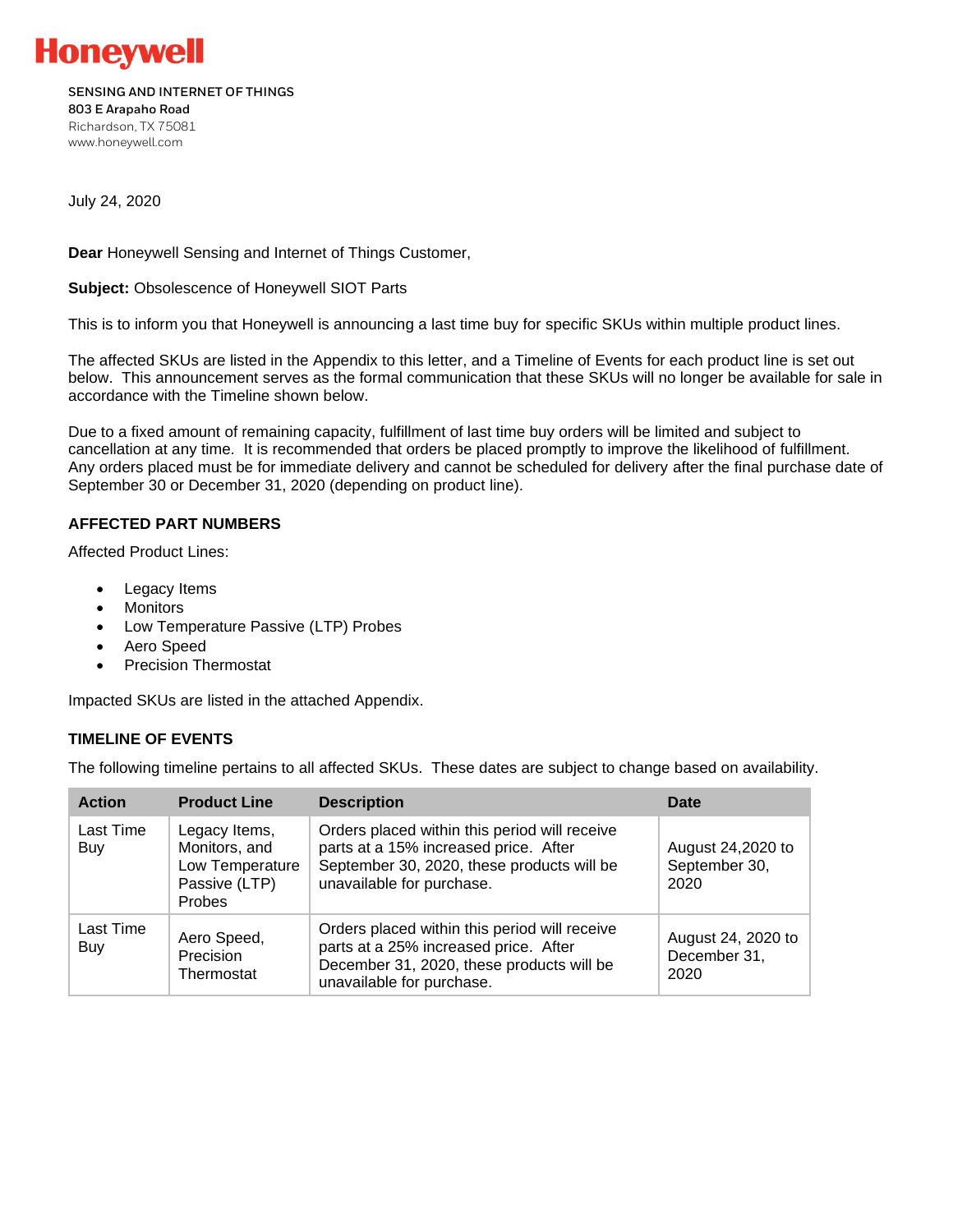**Honeywell**

SENSING AND INTERNET OF THINGS
803 E Arapaho Road
Richardson, TX 75081
www.honeywell.com

July 24, 2020

**Dear** Honeywell Sensing and Internet of Things Customer,

**Subject:** Obsolescence of Honeywell SIOT Parts

This is to inform you that Honeywell is announcing a last time buy for specific SKUs within multiple product lines.

The affected SKUs are listed in the Appendix to this letter, and a Timeline of Events for each product line is set out below. This announcement serves as the formal communication that these SKUs will no longer be available for sale in accordance with the Timeline shown below.

Due to a fixed amount of remaining capacity, fulfillment of last time buy orders will be limited and subject to cancellation at any time. It is recommended that orders be placed promptly to improve the likelihood of fulfillment. Any orders placed must be for immediate delivery and cannot be scheduled for delivery after the final purchase date of September 30 or December 31, 2020 (depending on product line).

### AFFECTED PART NUMBERS

Affected Product Lines:

- Legacy Items
- Monitors
- Low Temperature Passive (LTP) Probes
- Aero Speed
- Precision Thermostat

Impacted SKUs are listed in the attached Appendix.

### TIMELINE OF EVENTS

The following timeline pertains to all affected SKUs. These dates are subject to change based on availability.

| Action | Product Line | Description | Date |
|---|---|---|---|
| Last Time Buy | Legacy Items, Monitors, and Low Temperature Passive (LTP) Probes | Orders placed within this period will receive parts at a 15% increased price. After September 30, 2020, these products will be unavailable for purchase. | August 24,2020 to September 30, 2020 |
| Last Time Buy | Aero Speed, Precision Thermostat | Orders placed within this period will receive parts at a 25% increased price. After December 31, 2020, these products will be unavailable for purchase. | August 24, 2020 to December 31, 2020 |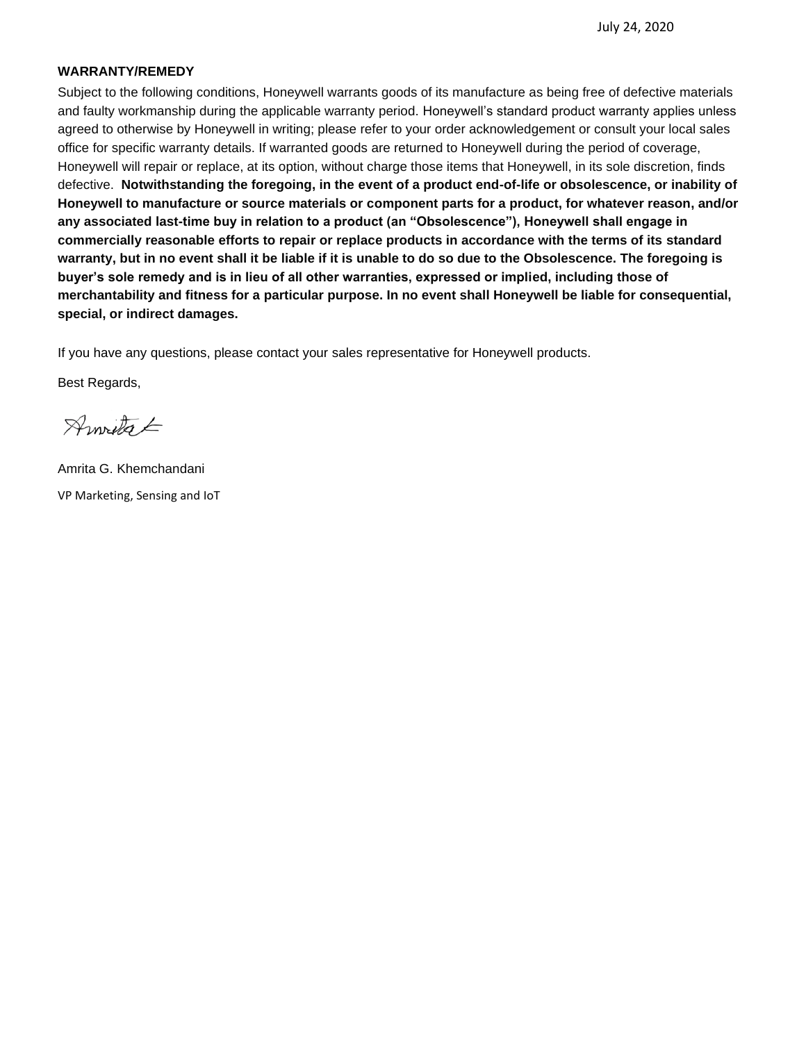July 24, 2020

**WARRANTY/REMEDY**

Subject to the following conditions, Honeywell warrants goods of its manufacture as being free of defective materials and faulty workmanship during the applicable warranty period. Honeywell's standard product warranty applies unless agreed to otherwise by Honeywell in writing; please refer to your order acknowledgement or consult your local sales office for specific warranty details. If warranted goods are returned to Honeywell during the period of coverage, Honeywell will repair or replace, at its option, without charge those items that Honeywell, in its sole discretion, finds defective. **Notwithstanding the foregoing, in the event of a product end-of-life or obsolescence, or inability of Honeywell to manufacture or source materials or component parts for a product, for whatever reason, and/or any associated last-time buy in relation to a product (an "Obsolescence"), Honeywell shall engage in commercially reasonable efforts to repair or replace products in accordance with the terms of its standard warranty, but in no event shall it be liable if it is unable to do so due to the Obsolescence. The foregoing is buyer's sole remedy and is in lieu of all other warranties, expressed or implied, including those of merchantability and fitness for a particular purpose. In no event shall Honeywell be liable for consequential, special, or indirect damages.**

If you have any questions, please contact your sales representative for Honeywell products.

Best Regards,

Amrita G. Khemchandani

VP Marketing, Sensing and IoT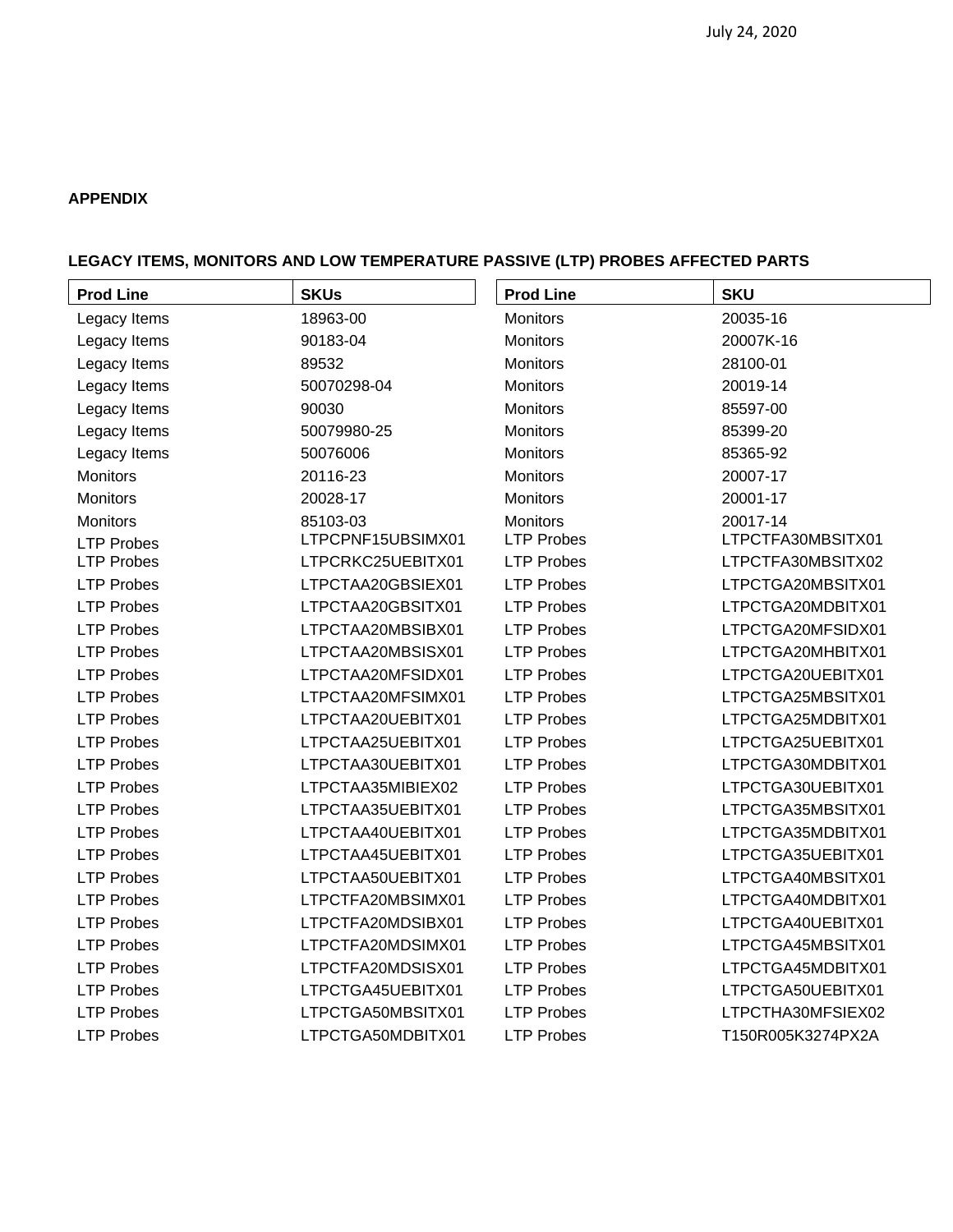July 24, 2020

**APPENDIX**

**LEGACY ITEMS, MONITORS AND LOW TEMPERATURE PASSIVE (LTP) PROBES AFFECTED PARTS**

| Prod Line | SKUs | Prod Line | SKU |
|---|---|---|---|
| Legacy Items | 18963-00 | Monitors | 20035-16 |
| Legacy Items | 90183-04 | Monitors | 20007K-16 |
| Legacy Items | 89532 | Monitors | 28100-01 |
| Legacy Items | 50070298-04 | Monitors | 20019-14 |
| Legacy Items | 90030 | Monitors | 85597-00 |
| Legacy Items | 50079980-25 | Monitors | 85399-20 |
| Legacy Items | 50076006 | Monitors | 85365-92 |
| Monitors | 20116-23 | Monitors | 20007-17 |
| Monitors | 20028-17 | Monitors | 20001-17 |
| Monitors | 85103-03 | Monitors | 20017-14 |
| LTP Probes | LTPCPNF15UBSIMX01 | LTP Probes | LTPCTFA30MBSITX01 |
| LTP Probes | LTPCRKC25UEBITX01 | LTP Probes | LTPCTFA30MBSITX02 |
| LTP Probes | LTPCTAA20GBSIEX01 | LTP Probes | LTPCTGA20MBSITX01 |
| LTP Probes | LTPCTAA20GBSITX01 | LTP Probes | LTPCTGA20MDBITX01 |
| LTP Probes | LTPCTAA20MBSIBX01 | LTP Probes | LTPCTGA20MFSIDX01 |
| LTP Probes | LTPCTAA20MBSISX01 | LTP Probes | LTPCTGA20MHBITX01 |
| LTP Probes | LTPCTAA20MFSIDX01 | LTP Probes | LTPCTGA20UEBITX01 |
| LTP Probes | LTPCTAA20MFSIMX01 | LTP Probes | LTPCTGA25MBSITX01 |
| LTP Probes | LTPCTAA20UEBITX01 | LTP Probes | LTPCTGA25MDBITX01 |
| LTP Probes | LTPCTAA25UEBITX01 | LTP Probes | LTPCTGA25UEBITX01 |
| LTP Probes | LTPCTAA30UEBITX01 | LTP Probes | LTPCTGA30MDBITX01 |
| LTP Probes | LTPCTAA35MIBIEX02 | LTP Probes | LTPCTGA30UEBITX01 |
| LTP Probes | LTPCTAA35UEBITX01 | LTP Probes | LTPCTGA35MBSITX01 |
| LTP Probes | LTPCTAA40UEBITX01 | LTP Probes | LTPCTGA35MDBITX01 |
| LTP Probes | LTPCTAA45UEBITX01 | LTP Probes | LTPCTGA35UEBITX01 |
| LTP Probes | LTPCTAA50UEBITX01 | LTP Probes | LTPCTGA40MBSITX01 |
| LTP Probes | LTPCTFA20MBSIMX01 | LTP Probes | LTPCTGA40MDBITX01 |
| LTP Probes | LTPCTFA20MDSIBX01 | LTP Probes | LTPCTGA40UEBITX01 |
| LTP Probes | LTPCTFA20MDSIMX01 | LTP Probes | LTPCTGA45MBSITX01 |
| LTP Probes | LTPCTFA20MDSISX01 | LTP Probes | LTPCTGA45MDBITX01 |
| LTP Probes | LTPCTGA45UEBITX01 | LTP Probes | LTPCTGA50UEBITX01 |
| LTP Probes | LTPCTGA50MBSITX01 | LTP Probes | LTPCTHA30MFSIEX02 |
| LTP Probes | LTPCTGA50MDBITX01 | LTP Probes | T150R005K3274PX2A |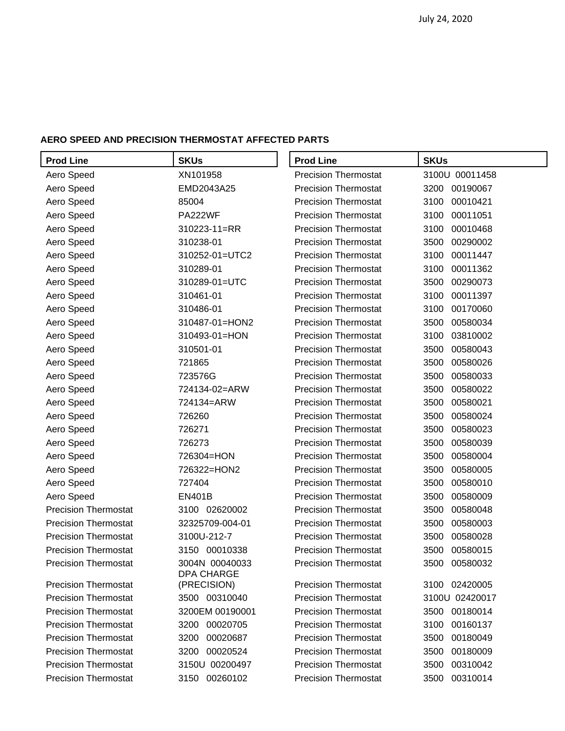July 24, 2020

**AERO SPEED AND PRECISION THERMOSTAT AFFECTED PARTS**

| Prod Line | SKUs |
|---|---|
| Aero Speed | XN101958 |
| Aero Speed | EMD2043A25 |
| Aero Speed | 85004 |
| Aero Speed | PA222WF |
| Aero Speed | 310223-11=RR |
| Aero Speed | 310238-01 |
| Aero Speed | 310252-01=UTC2 |
| Aero Speed | 310289-01 |
| Aero Speed | 310289-01=UTC |
| Aero Speed | 310461-01 |
| Aero Speed | 310486-01 |
| Aero Speed | 310487-01=HON2 |
| Aero Speed | 310493-01=HON |
| Aero Speed | 310501-01 |
| Aero Speed | 721865 |
| Aero Speed | 723576G |
| Aero Speed | 724134-02=ARW |
| Aero Speed | 724134=ARW |
| Aero Speed | 726260 |
| Aero Speed | 726271 |
| Aero Speed | 726273 |
| Aero Speed | 726304=HON |
| Aero Speed | 726322=HON2 |
| Aero Speed | 727404 |
| Aero Speed | EN401B |
| Precision Thermostat | 3100 02620002 |
| Precision Thermostat | 32325709-004-01 |
| Precision Thermostat | 3100U-212-7 |
| Precision Thermostat | 3150 00010338 |
| Precision Thermostat | 3004N 00040033 |
| Precision Thermostat | DPA CHARGE (PRECISION) |
| Precision Thermostat | 3500 00310040 |
| Precision Thermostat | 3200EM 00190001 |
| Precision Thermostat | 3200 00020705 |
| Precision Thermostat | 3200 00020687 |
| Precision Thermostat | 3200 00020524 |
| Precision Thermostat | 3150U 00200497 |
| Precision Thermostat | 3150 00260102 |
| Precision Thermostat | 3100U 00011458 |
| Precision Thermostat | 3200 00190067 |
| Precision Thermostat | 3100 00010421 |
| Precision Thermostat | 3100 00011051 |
| Precision Thermostat | 3100 00010468 |
| Precision Thermostat | 3500 00290002 |
| Precision Thermostat | 3100 00011447 |
| Precision Thermostat | 3100 00011362 |
| Precision Thermostat | 3500 00290073 |
| Precision Thermostat | 3100 00011397 |
| Precision Thermostat | 3100 00170060 |
| Precision Thermostat | 3500 00580034 |
| Precision Thermostat | 3100 03810002 |
| Precision Thermostat | 3500 00580043 |
| Precision Thermostat | 3500 00580026 |
| Precision Thermostat | 3500 00580033 |
| Precision Thermostat | 3500 00580022 |
| Precision Thermostat | 3500 00580021 |
| Precision Thermostat | 3500 00580024 |
| Precision Thermostat | 3500 00580023 |
| Precision Thermostat | 3500 00580039 |
| Precision Thermostat | 3500 00580004 |
| Precision Thermostat | 3500 00580005 |
| Precision Thermostat | 3500 00580010 |
| Precision Thermostat | 3500 00580009 |
| Precision Thermostat | 3500 00580048 |
| Precision Thermostat | 3500 00580003 |
| Precision Thermostat | 3500 00580028 |
| Precision Thermostat | 3500 00580015 |
| Precision Thermostat | 3500 00580032 |
| Precision Thermostat | 3100 02420005 |
| Precision Thermostat | 3100U 02420017 |
| Precision Thermostat | 3500 00180014 |
| Precision Thermostat | 3100 00160137 |
| Precision Thermostat | 3500 00180049 |
| Precision Thermostat | 3500 00180009 |
| Precision Thermostat | 3500 00310042 |
| Precision Thermostat | 3500 00310014 |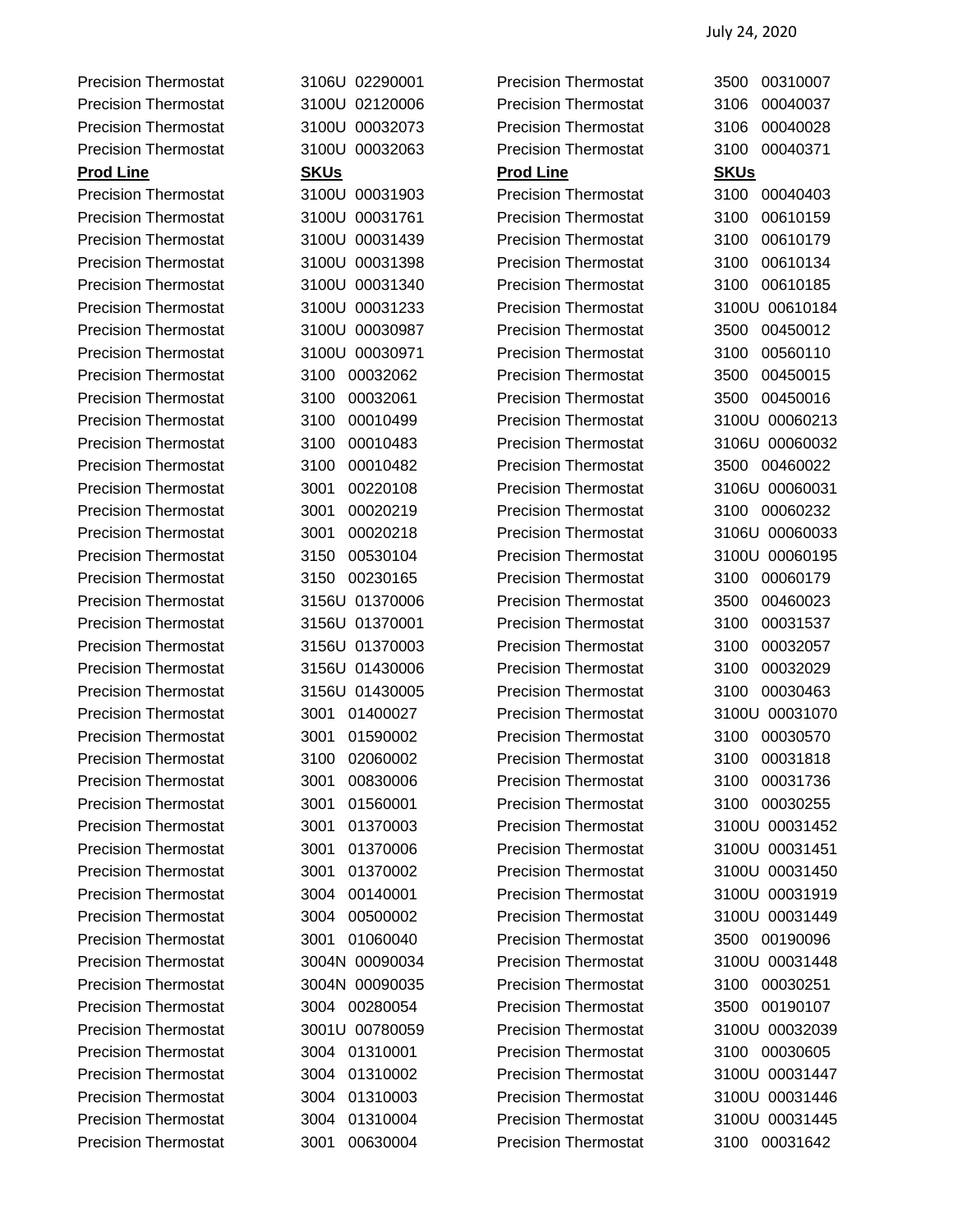July 24, 2020

| Prod Line | SKUs | Prod Line | SKUs |
|---|---|---|---|
| Precision Thermostat | 3106U 02290001 | Precision Thermostat | 3500 00310007 |
| Precision Thermostat | 3100U 02120006 | Precision Thermostat | 3106 00040037 |
| Precision Thermostat | 3100U 00032073 | Precision Thermostat | 3106 00040028 |
| Precision Thermostat | 3100U 00032063 | Precision Thermostat | 3100 00040371 |
| **Prod Line** | **SKUs** | **Prod Line** | **SKUs** |
| Precision Thermostat | 3100U 00031903 | Precision Thermostat | 3100 00040403 |
| Precision Thermostat | 3100U 00031761 | Precision Thermostat | 3100 00610159 |
| Precision Thermostat | 3100U 00031439 | Precision Thermostat | 3100 00610179 |
| Precision Thermostat | 3100U 00031398 | Precision Thermostat | 3100 00610134 |
| Precision Thermostat | 3100U 00031340 | Precision Thermostat | 3100 00610185 |
| Precision Thermostat | 3100U 00031233 | Precision Thermostat | 3100U 00610184 |
| Precision Thermostat | 3100U 00030987 | Precision Thermostat | 3500 00450012 |
| Precision Thermostat | 3100U 00030971 | Precision Thermostat | 3100 00560110 |
| Precision Thermostat | 3100 00032062 | Precision Thermostat | 3500 00450015 |
| Precision Thermostat | 3100 00032061 | Precision Thermostat | 3500 00450016 |
| Precision Thermostat | 3100 00010499 | Precision Thermostat | 3100U 00060213 |
| Precision Thermostat | 3100 00010483 | Precision Thermostat | 3106U 00060032 |
| Precision Thermostat | 3100 00010482 | Precision Thermostat | 3500 00460022 |
| Precision Thermostat | 3001 00220108 | Precision Thermostat | 3106U 00060031 |
| Precision Thermostat | 3001 00020219 | Precision Thermostat | 3100 00060232 |
| Precision Thermostat | 3001 00020218 | Precision Thermostat | 3106U 00060033 |
| Precision Thermostat | 3150 00530104 | Precision Thermostat | 3100U 00060195 |
| Precision Thermostat | 3150 00230165 | Precision Thermostat | 3100 00060179 |
| Precision Thermostat | 3156U 01370006 | Precision Thermostat | 3500 00460023 |
| Precision Thermostat | 3156U 01370001 | Precision Thermostat | 3100 00031537 |
| Precision Thermostat | 3156U 01370003 | Precision Thermostat | 3100 00032057 |
| Precision Thermostat | 3156U 01430006 | Precision Thermostat | 3100 00032029 |
| Precision Thermostat | 3156U 01430005 | Precision Thermostat | 3100 00030463 |
| Precision Thermostat | 3001 01400027 | Precision Thermostat | 3100U 00031070 |
| Precision Thermostat | 3001 01590002 | Precision Thermostat | 3100 00030570 |
| Precision Thermostat | 3100 02060002 | Precision Thermostat | 3100 00031818 |
| Precision Thermostat | 3001 00830006 | Precision Thermostat | 3100 00031736 |
| Precision Thermostat | 3001 01560001 | Precision Thermostat | 3100 00030255 |
| Precision Thermostat | 3001 01370003 | Precision Thermostat | 3100U 00031452 |
| Precision Thermostat | 3001 01370006 | Precision Thermostat | 3100U 00031451 |
| Precision Thermostat | 3001 01370002 | Precision Thermostat | 3100U 00031450 |
| Precision Thermostat | 3004 00140001 | Precision Thermostat | 3100U 00031919 |
| Precision Thermostat | 3004 00500002 | Precision Thermostat | 3100U 00031449 |
| Precision Thermostat | 3001 01060040 | Precision Thermostat | 3500 00190096 |
| Precision Thermostat | 3004N 00090034 | Precision Thermostat | 3100U 00031448 |
| Precision Thermostat | 3004N 00090035 | Precision Thermostat | 3100 00030251 |
| Precision Thermostat | 3004 00280054 | Precision Thermostat | 3500 00190107 |
| Precision Thermostat | 3001U 00780059 | Precision Thermostat | 3100U 00032039 |
| Precision Thermostat | 3004 01310001 | Precision Thermostat | 3100 00030605 |
| Precision Thermostat | 3004 01310002 | Precision Thermostat | 3100U 00031447 |
| Precision Thermostat | 3004 01310003 | Precision Thermostat | 3100U 00031446 |
| Precision Thermostat | 3004 01310004 | Precision Thermostat | 3100U 00031445 |
| Precision Thermostat | 3001 00630004 | Precision Thermostat | 3100 00031642 |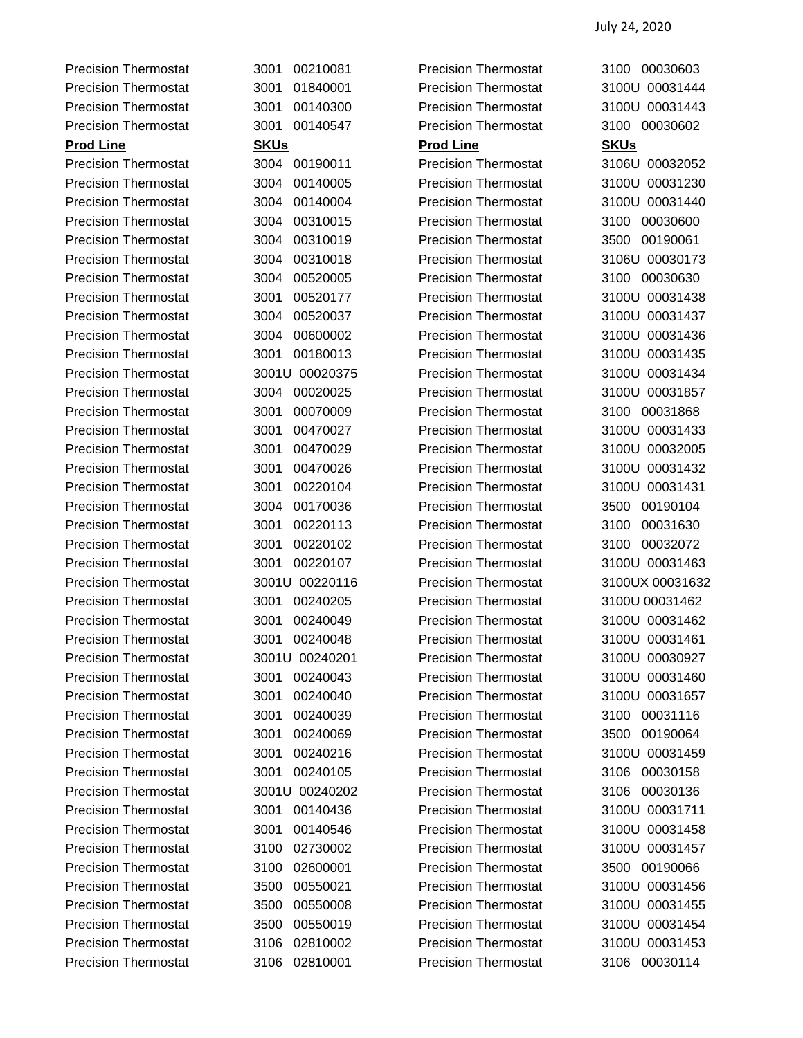July 24, 2020

| Prod Line | SKUs |
|---|---|
| Precision Thermostat | 3001 00210081 |
| Precision Thermostat | 3001 01840001 |
| Precision Thermostat | 3001 00140300 |
| Precision Thermostat | 3001 00140547 |

| **Prod Line** | **SKUs** |
|---|---|
| Precision Thermostat | 3004 00190011 |
| Precision Thermostat | 3004 00140005 |
| Precision Thermostat | 3004 00140004 |
| Precision Thermostat | 3004 00310015 |
| Precision Thermostat | 3004 00310019 |
| Precision Thermostat | 3004 00310018 |
| Precision Thermostat | 3004 00520005 |
| Precision Thermostat | 3001 00520177 |
| Precision Thermostat | 3004 00520037 |
| Precision Thermostat | 3004 00600002 |
| Precision Thermostat | 3001 00180013 |
| Precision Thermostat | 3001U 00020375 |
| Precision Thermostat | 3004 00020025 |
| Precision Thermostat | 3001 00070009 |
| Precision Thermostat | 3001 00470027 |
| Precision Thermostat | 3001 00470029 |
| Precision Thermostat | 3001 00470026 |
| Precision Thermostat | 3001 00220104 |
| Precision Thermostat | 3004 00170036 |
| Precision Thermostat | 3001 00220113 |
| Precision Thermostat | 3001 00220102 |
| Precision Thermostat | 3001 00220107 |
| Precision Thermostat | 3001U 00220116 |
| Precision Thermostat | 3001 00240205 |
| Precision Thermostat | 3001 00240049 |
| Precision Thermostat | 3001 00240048 |
| Precision Thermostat | 3001U 00240201 |
| Precision Thermostat | 3001 00240043 |
| Precision Thermostat | 3001 00240040 |
| Precision Thermostat | 3001 00240039 |
| Precision Thermostat | 3001 00240069 |
| Precision Thermostat | 3001 00240216 |
| Precision Thermostat | 3001 00240105 |
| Precision Thermostat | 3001U 00240202 |
| Precision Thermostat | 3001 00140436 |
| Precision Thermostat | 3001 00140546 |
| Precision Thermostat | 3100 02730002 |
| Precision Thermostat | 3100 02600001 |
| Precision Thermostat | 3500 00550021 |
| Precision Thermostat | 3500 00550008 |
| Precision Thermostat | 3500 00550019 |
| Precision Thermostat | 3106 02810002 |
| Precision Thermostat | 3106 02810001 |

| Prod Line | SKUs |
|---|---|
| Precision Thermostat | 3100 00030603 |
| Precision Thermostat | 3100U 00031444 |
| Precision Thermostat | 3100U 00031443 |
| Precision Thermostat | 3100 00030602 |

| **Prod Line** | **SKUs** |
|---|---|
| Precision Thermostat | 3106U 00032052 |
| Precision Thermostat | 3100U 00031230 |
| Precision Thermostat | 3100U 00031440 |
| Precision Thermostat | 3100 00030600 |
| Precision Thermostat | 3500 00190061 |
| Precision Thermostat | 3106U 00030173 |
| Precision Thermostat | 3100 00030630 |
| Precision Thermostat | 3100U 00031438 |
| Precision Thermostat | 3100U 00031437 |
| Precision Thermostat | 3100U 00031436 |
| Precision Thermostat | 3100U 00031435 |
| Precision Thermostat | 3100U 00031434 |
| Precision Thermostat | 3100U 00031857 |
| Precision Thermostat | 3100 00031868 |
| Precision Thermostat | 3100U 00031433 |
| Precision Thermostat | 3100U 00032005 |
| Precision Thermostat | 3100U 00031432 |
| Precision Thermostat | 3100U 00031431 |
| Precision Thermostat | 3500 00190104 |
| Precision Thermostat | 3100 00031630 |
| Precision Thermostat | 3100 00032072 |
| Precision Thermostat | 3100U 00031463 |
| Precision Thermostat | 3100UX 00031632 |
| Precision Thermostat | 3100U 00031462 |
| Precision Thermostat | 3100U 00031462 |
| Precision Thermostat | 3100U 00031461 |
| Precision Thermostat | 3100U 00030927 |
| Precision Thermostat | 3100U 00031460 |
| Precision Thermostat | 3100U 00031657 |
| Precision Thermostat | 3100 00031116 |
| Precision Thermostat | 3500 00190064 |
| Precision Thermostat | 3100U 00031459 |
| Precision Thermostat | 3106 00030158 |
| Precision Thermostat | 3106 00030136 |
| Precision Thermostat | 3100U 00031711 |
| Precision Thermostat | 3100U 00031458 |
| Precision Thermostat | 3100U 00031457 |
| Precision Thermostat | 3500 00190066 |
| Precision Thermostat | 3100U 00031456 |
| Precision Thermostat | 3100U 00031455 |
| Precision Thermostat | 3100U 00031454 |
| Precision Thermostat | 3100U 00031453 |
| Precision Thermostat | 3106 00030114 |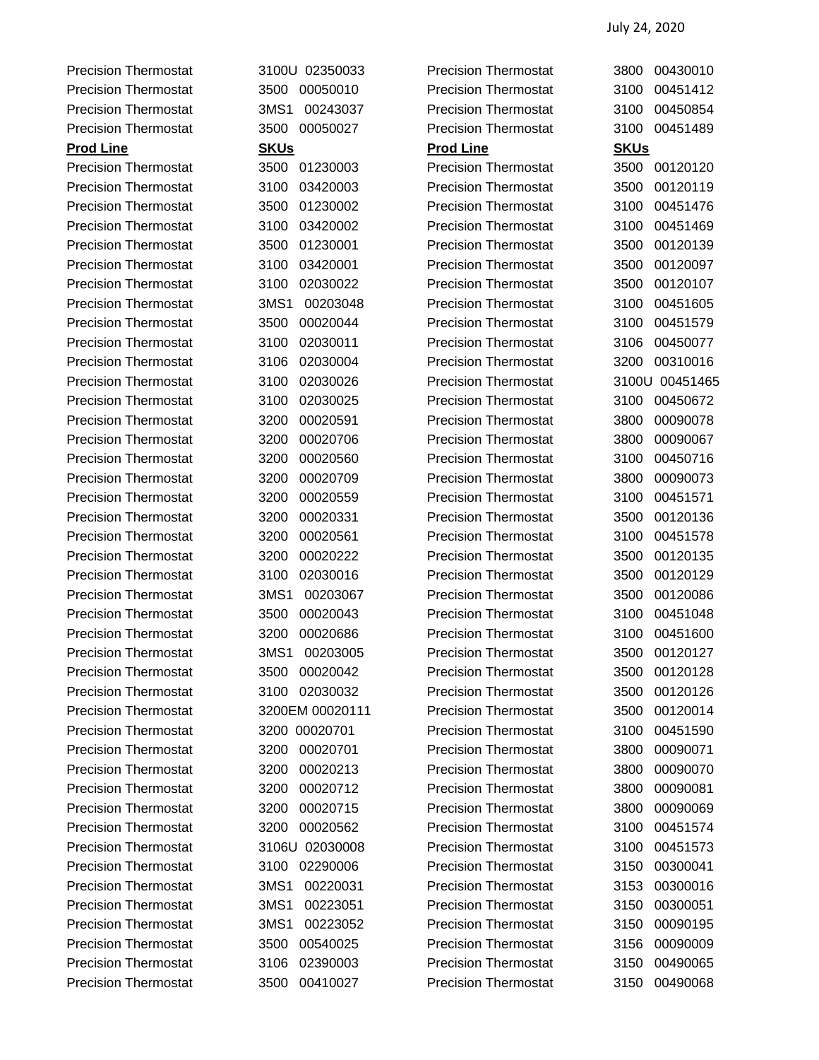| | | | |
|---|---|---|---|
| Precision Thermostat | 3100U 02350033 | Precision Thermostat | 3800 00430010 |
| Precision Thermostat | 3500 00050010 | Precision Thermostat | 3100 00451412 |
| Precision Thermostat | 3MS1 00243037 | Precision Thermostat | 3100 00450854 |
| Precision Thermostat | 3500 00050027 | Precision Thermostat | 3100 00451489 |

| **Prod Line** | **SKUs** | **Prod Line** | **SKUs** |
|---|---|---|---|
| Precision Thermostat | 3500 01230003 | Precision Thermostat | 3500 00120120 |
| Precision Thermostat | 3100 03420003 | Precision Thermostat | 3500 00120119 |
| Precision Thermostat | 3500 01230002 | Precision Thermostat | 3100 00451476 |
| Precision Thermostat | 3100 03420002 | Precision Thermostat | 3100 00451469 |
| Precision Thermostat | 3500 01230001 | Precision Thermostat | 3500 00120139 |
| Precision Thermostat | 3100 03420001 | Precision Thermostat | 3500 00120097 |
| Precision Thermostat | 3100 02030022 | Precision Thermostat | 3500 00120107 |
| Precision Thermostat | 3MS1 00203048 | Precision Thermostat | 3100 00451605 |
| Precision Thermostat | 3500 00020044 | Precision Thermostat | 3100 00451579 |
| Precision Thermostat | 3100 02030011 | Precision Thermostat | 3106 00450077 |
| Precision Thermostat | 3106 02030004 | Precision Thermostat | 3200 00310016 |
| Precision Thermostat | 3100 02030026 | Precision Thermostat | 3100U 00451465 |
| Precision Thermostat | 3100 02030025 | Precision Thermostat | 3100 00450672 |
| Precision Thermostat | 3200 00020591 | Precision Thermostat | 3800 00090078 |
| Precision Thermostat | 3200 00020706 | Precision Thermostat | 3800 00090067 |
| Precision Thermostat | 3200 00020560 | Precision Thermostat | 3100 00450716 |
| Precision Thermostat | 3200 00020709 | Precision Thermostat | 3800 00090073 |
| Precision Thermostat | 3200 00020559 | Precision Thermostat | 3100 00451571 |
| Precision Thermostat | 3200 00020331 | Precision Thermostat | 3500 00120136 |
| Precision Thermostat | 3200 00020561 | Precision Thermostat | 3100 00451578 |
| Precision Thermostat | 3200 00020222 | Precision Thermostat | 3500 00120135 |
| Precision Thermostat | 3100 02030016 | Precision Thermostat | 3500 00120129 |
| Precision Thermostat | 3MS1 00203067 | Precision Thermostat | 3500 00120086 |
| Precision Thermostat | 3500 00020043 | Precision Thermostat | 3100 00451048 |
| Precision Thermostat | 3200 00020686 | Precision Thermostat | 3100 00451600 |
| Precision Thermostat | 3MS1 00203005 | Precision Thermostat | 3500 00120127 |
| Precision Thermostat | 3500 00020042 | Precision Thermostat | 3500 00120128 |
| Precision Thermostat | 3100 02030032 | Precision Thermostat | 3500 00120126 |
| Precision Thermostat | 3200EM 00020111 | Precision Thermostat | 3500 00120014 |
| Precision Thermostat | 3200 00020701 | Precision Thermostat | 3100 00451590 |
| Precision Thermostat | 3200 00020701 | Precision Thermostat | 3800 00090071 |
| Precision Thermostat | 3200 00020213 | Precision Thermostat | 3800 00090070 |
| Precision Thermostat | 3200 00020712 | Precision Thermostat | 3800 00090081 |
| Precision Thermostat | 3200 00020715 | Precision Thermostat | 3800 00090069 |
| Precision Thermostat | 3200 00020562 | Precision Thermostat | 3100 00451574 |
| Precision Thermostat | 3106U 02030008 | Precision Thermostat | 3100 00451573 |
| Precision Thermostat | 3100 02290006 | Precision Thermostat | 3150 00300041 |
| Precision Thermostat | 3MS1 00220031 | Precision Thermostat | 3153 00300016 |
| Precision Thermostat | 3MS1 00223051 | Precision Thermostat | 3150 00300051 |
| Precision Thermostat | 3MS1 00223052 | Precision Thermostat | 3150 00090195 |
| Precision Thermostat | 3500 00540025 | Precision Thermostat | 3156 00090009 |
| Precision Thermostat | 3106 02390003 | Precision Thermostat | 3150 00490065 |
| Precision Thermostat | 3500 00410027 | Precision Thermostat | 3150 00490068 |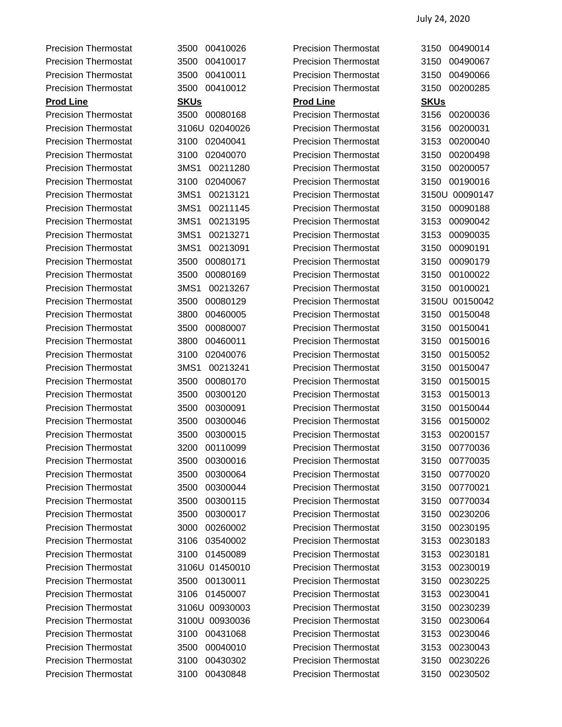July 24, 2020

| Prod Line | SKUs |
|---|---|
| Precision Thermostat | 3500 00410026 |
| Precision Thermostat | 3500 00410017 |
| Precision Thermostat | 3500 00410011 |
| Precision Thermostat | 3500 00410012 |

| **Prod Line** | **SKUs** |
|---|---|
| Precision Thermostat | 3500 00080168 |
| Precision Thermostat | 3106U 02040026 |
| Precision Thermostat | 3100 02040041 |
| Precision Thermostat | 3100 02040070 |
| Precision Thermostat | 3MS1 00211280 |
| Precision Thermostat | 3100 02040067 |
| Precision Thermostat | 3MS1 00213121 |
| Precision Thermostat | 3MS1 00211145 |
| Precision Thermostat | 3MS1 00213195 |
| Precision Thermostat | 3MS1 00213271 |
| Precision Thermostat | 3MS1 00213091 |
| Precision Thermostat | 3500 00080171 |
| Precision Thermostat | 3500 00080169 |
| Precision Thermostat | 3MS1 00213267 |
| Precision Thermostat | 3500 00080129 |
| Precision Thermostat | 3800 00460005 |
| Precision Thermostat | 3500 00080007 |
| Precision Thermostat | 3800 00460011 |
| Precision Thermostat | 3100 02040076 |
| Precision Thermostat | 3MS1 00213241 |
| Precision Thermostat | 3500 00080170 |
| Precision Thermostat | 3500 00300120 |
| Precision Thermostat | 3500 00300091 |
| Precision Thermostat | 3500 00300046 |
| Precision Thermostat | 3500 00300015 |
| Precision Thermostat | 3200 00110099 |
| Precision Thermostat | 3500 00300016 |
| Precision Thermostat | 3500 00300064 |
| Precision Thermostat | 3500 00300044 |
| Precision Thermostat | 3500 00300115 |
| Precision Thermostat | 3500 00300017 |
| Precision Thermostat | 3000 00260002 |
| Precision Thermostat | 3106 03540002 |
| Precision Thermostat | 3100 01450089 |
| Precision Thermostat | 3106U 01450010 |
| Precision Thermostat | 3500 00130011 |
| Precision Thermostat | 3106 01450007 |
| Precision Thermostat | 3106U 00930003 |
| Precision Thermostat | 3100U 00930036 |
| Precision Thermostat | 3100 00431068 |
| Precision Thermostat | 3500 00040010 |
| Precision Thermostat | 3100 00430302 |
| Precision Thermostat | 3100 00430848 |

| Prod Line | SKUs |
|---|---|
| Precision Thermostat | 3150 00490014 |
| Precision Thermostat | 3150 00490067 |
| Precision Thermostat | 3150 00490066 |
| Precision Thermostat | 3150 00200285 |

| **Prod Line** | **SKUs** |
|---|---|
| Precision Thermostat | 3156 00200036 |
| Precision Thermostat | 3156 00200031 |
| Precision Thermostat | 3153 00200040 |
| Precision Thermostat | 3150 00200498 |
| Precision Thermostat | 3150 00200057 |
| Precision Thermostat | 3150 00190016 |
| Precision Thermostat | 3150U 00090147 |
| Precision Thermostat | 3150 00090188 |
| Precision Thermostat | 3153 00090042 |
| Precision Thermostat | 3153 00090035 |
| Precision Thermostat | 3150 00090191 |
| Precision Thermostat | 3150 00090179 |
| Precision Thermostat | 3150 00100022 |
| Precision Thermostat | 3150 00100021 |
| Precision Thermostat | 3150U 00150042 |
| Precision Thermostat | 3150 00150048 |
| Precision Thermostat | 3150 00150041 |
| Precision Thermostat | 3150 00150016 |
| Precision Thermostat | 3150 00150052 |
| Precision Thermostat | 3150 00150047 |
| Precision Thermostat | 3150 00150015 |
| Precision Thermostat | 3153 00150013 |
| Precision Thermostat | 3150 00150044 |
| Precision Thermostat | 3156 00150002 |
| Precision Thermostat | 3153 00200157 |
| Precision Thermostat | 3150 00770036 |
| Precision Thermostat | 3150 00770035 |
| Precision Thermostat | 3150 00770020 |
| Precision Thermostat | 3150 00770021 |
| Precision Thermostat | 3150 00770034 |
| Precision Thermostat | 3150 00230206 |
| Precision Thermostat | 3150 00230195 |
| Precision Thermostat | 3153 00230183 |
| Precision Thermostat | 3153 00230181 |
| Precision Thermostat | 3153 00230019 |
| Precision Thermostat | 3150 00230225 |
| Precision Thermostat | 3153 00230041 |
| Precision Thermostat | 3150 00230239 |
| Precision Thermostat | 3150 00230064 |
| Precision Thermostat | 3153 00230046 |
| Precision Thermostat | 3153 00230043 |
| Precision Thermostat | 3150 00230226 |
| Precision Thermostat | 3150 00230502 |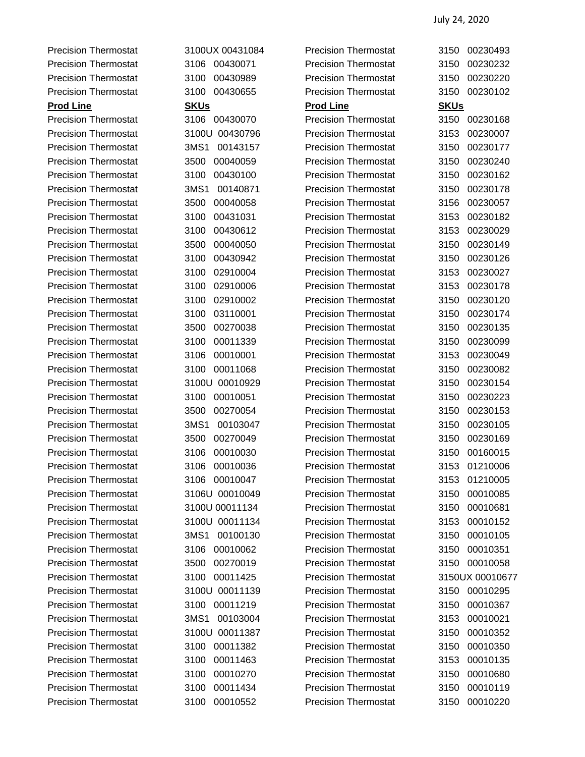| | |
|---|---|
| Precision Thermostat | 3100UX 00431084 |
| Precision Thermostat | 3106 00430071 |
| Precision Thermostat | 3100 00430989 |
| Precision Thermostat | 3100 00430655 |
| **Prod Line** | **SKUs** |
| Precision Thermostat | 3106 00430070 |
| Precision Thermostat | 3100U 00430796 |
| Precision Thermostat | 3MS1 00143157 |
| Precision Thermostat | 3500 00040059 |
| Precision Thermostat | 3100 00430100 |
| Precision Thermostat | 3MS1 00140871 |
| Precision Thermostat | 3500 00040058 |
| Precision Thermostat | 3100 00431031 |
| Precision Thermostat | 3100 00430612 |
| Precision Thermostat | 3500 00040050 |
| Precision Thermostat | 3100 00430942 |
| Precision Thermostat | 3100 02910004 |
| Precision Thermostat | 3100 02910006 |
| Precision Thermostat | 3100 02910002 |
| Precision Thermostat | 3100 03110001 |
| Precision Thermostat | 3500 00270038 |
| Precision Thermostat | 3100 00011339 |
| Precision Thermostat | 3106 00010001 |
| Precision Thermostat | 3100 00011068 |
| Precision Thermostat | 3100U 00010929 |
| Precision Thermostat | 3100 00010051 |
| Precision Thermostat | 3500 00270054 |
| Precision Thermostat | 3MS1 00103047 |
| Precision Thermostat | 3500 00270049 |
| Precision Thermostat | 3106 00010030 |
| Precision Thermostat | 3106 00010036 |
| Precision Thermostat | 3106 00010047 |
| Precision Thermostat | 3106U 00010049 |
| Precision Thermostat | 3100U 00011134 |
| Precision Thermostat | 3100U 00011134 |
| Precision Thermostat | 3MS1 00100130 |
| Precision Thermostat | 3106 00010062 |
| Precision Thermostat | 3500 00270019 |
| Precision Thermostat | 3100 00011425 |
| Precision Thermostat | 3100U 00011139 |
| Precision Thermostat | 3100 00011219 |
| Precision Thermostat | 3MS1 00103004 |
| Precision Thermostat | 3100U 00011387 |
| Precision Thermostat | 3100 00011382 |
| Precision Thermostat | 3100 00011463 |
| Precision Thermostat | 3100 00010270 |
| Precision Thermostat | 3100 00011434 |
| Precision Thermostat | 3100 00010552 |

| | |
|---|---|
| Precision Thermostat | 3150 00230493 |
| Precision Thermostat | 3150 00230232 |
| Precision Thermostat | 3150 00230220 |
| Precision Thermostat | 3150 00230102 |
| **Prod Line** | **SKUs** |
| Precision Thermostat | 3150 00230168 |
| Precision Thermostat | 3153 00230007 |
| Precision Thermostat | 3150 00230177 |
| Precision Thermostat | 3150 00230240 |
| Precision Thermostat | 3150 00230162 |
| Precision Thermostat | 3150 00230178 |
| Precision Thermostat | 3156 00230057 |
| Precision Thermostat | 3153 00230182 |
| Precision Thermostat | 3153 00230029 |
| Precision Thermostat | 3150 00230149 |
| Precision Thermostat | 3150 00230126 |
| Precision Thermostat | 3153 00230027 |
| Precision Thermostat | 3153 00230178 |
| Precision Thermostat | 3150 00230120 |
| Precision Thermostat | 3150 00230174 |
| Precision Thermostat | 3150 00230135 |
| Precision Thermostat | 3150 00230099 |
| Precision Thermostat | 3153 00230049 |
| Precision Thermostat | 3150 00230082 |
| Precision Thermostat | 3150 00230154 |
| Precision Thermostat | 3150 00230223 |
| Precision Thermostat | 3150 00230153 |
| Precision Thermostat | 3150 00230105 |
| Precision Thermostat | 3150 00230169 |
| Precision Thermostat | 3150 00160015 |
| Precision Thermostat | 3153 01210006 |
| Precision Thermostat | 3153 01210005 |
| Precision Thermostat | 3150 00010085 |
| Precision Thermostat | 3150 00010681 |
| Precision Thermostat | 3153 00010152 |
| Precision Thermostat | 3150 00010105 |
| Precision Thermostat | 3150 00010351 |
| Precision Thermostat | 3150 00010058 |
| Precision Thermostat | 3150UX 00010677 |
| Precision Thermostat | 3150 00010295 |
| Precision Thermostat | 3150 00010367 |
| Precision Thermostat | 3153 00010021 |
| Precision Thermostat | 3150 00010352 |
| Precision Thermostat | 3150 00010350 |
| Precision Thermostat | 3153 00010135 |
| Precision Thermostat | 3150 00010680 |
| Precision Thermostat | 3150 00010119 |
| Precision Thermostat | 3150 00010220 |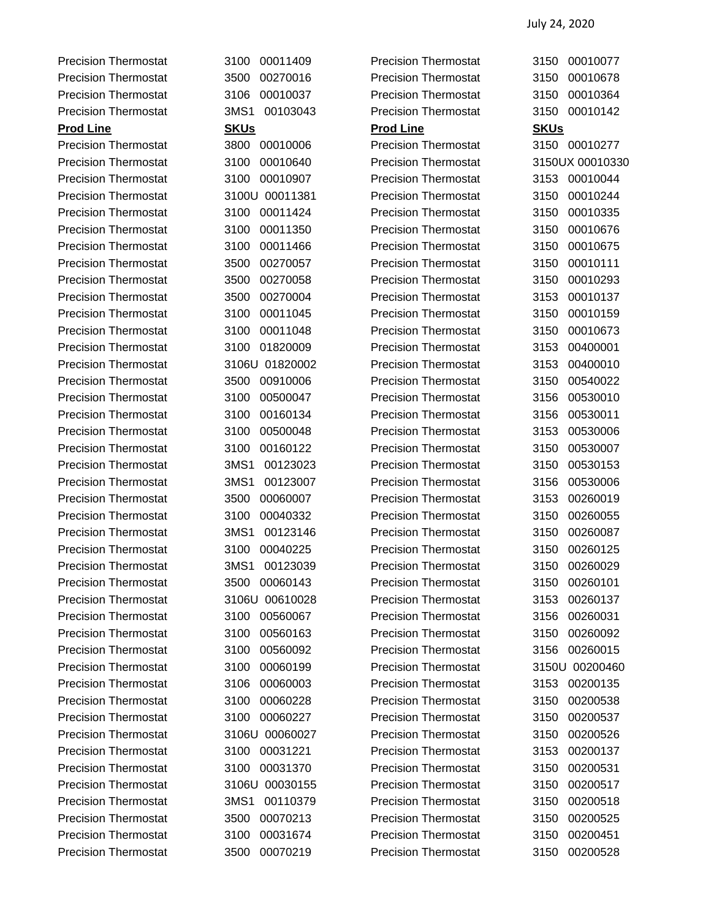Precision Thermostat 3100 00011409
Precision Thermostat 3500 00270016
Precision Thermostat 3106 00010037
Precision Thermostat 3MS1 00103043

| **Prod Line** | **SKUs** |
|---|---|
| Precision Thermostat | 3800 00010006 |
| Precision Thermostat | 3100 00010640 |
| Precision Thermostat | 3100 00010907 |
| Precision Thermostat | 3100U 00011381 |
| Precision Thermostat | 3100 00011424 |
| Precision Thermostat | 3100 00011350 |
| Precision Thermostat | 3100 00011466 |
| Precision Thermostat | 3500 00270057 |
| Precision Thermostat | 3500 00270058 |
| Precision Thermostat | 3500 00270004 |
| Precision Thermostat | 3100 00011045 |
| Precision Thermostat | 3100 00011048 |
| Precision Thermostat | 3100 01820009 |
| Precision Thermostat | 3106U 01820002 |
| Precision Thermostat | 3500 00910006 |
| Precision Thermostat | 3100 00500047 |
| Precision Thermostat | 3100 00160134 |
| Precision Thermostat | 3100 00500048 |
| Precision Thermostat | 3100 00160122 |
| Precision Thermostat | 3MS1 00123023 |
| Precision Thermostat | 3MS1 00123007 |
| Precision Thermostat | 3500 00060007 |
| Precision Thermostat | 3100 00040332 |
| Precision Thermostat | 3MS1 00123146 |
| Precision Thermostat | 3100 00040225 |
| Precision Thermostat | 3MS1 00123039 |
| Precision Thermostat | 3500 00060143 |
| Precision Thermostat | 3106U 00610028 |
| Precision Thermostat | 3100 00560067 |
| Precision Thermostat | 3100 00560163 |
| Precision Thermostat | 3100 00560092 |
| Precision Thermostat | 3100 00060199 |
| Precision Thermostat | 3106 00060003 |
| Precision Thermostat | 3100 00060228 |
| Precision Thermostat | 3100 00060227 |
| Precision Thermostat | 3106U 00060027 |
| Precision Thermostat | 3100 00031221 |
| Precision Thermostat | 3100 00031370 |
| Precision Thermostat | 3106U 00030155 |
| Precision Thermostat | 3MS1 00110379 |
| Precision Thermostat | 3500 00070213 |
| Precision Thermostat | 3100 00031674 |
| Precision Thermostat | 3500 00070219 |

Precision Thermostat 3150 00010077
Precision Thermostat 3150 00010678
Precision Thermostat 3150 00010364
Precision Thermostat 3150 00010142

| **Prod Line** | **SKUs** |
|---|---|
| Precision Thermostat | 3150 00010277 |
| Precision Thermostat | 3150UX 00010330 |
| Precision Thermostat | 3153 00010044 |
| Precision Thermostat | 3150 00010244 |
| Precision Thermostat | 3150 00010335 |
| Precision Thermostat | 3150 00010676 |
| Precision Thermostat | 3150 00010675 |
| Precision Thermostat | 3150 00010111 |
| Precision Thermostat | 3150 00010293 |
| Precision Thermostat | 3153 00010137 |
| Precision Thermostat | 3150 00010159 |
| Precision Thermostat | 3150 00010673 |
| Precision Thermostat | 3153 00400001 |
| Precision Thermostat | 3153 00400010 |
| Precision Thermostat | 3150 00540022 |
| Precision Thermostat | 3156 00530010 |
| Precision Thermostat | 3156 00530011 |
| Precision Thermostat | 3153 00530006 |
| Precision Thermostat | 3150 00530007 |
| Precision Thermostat | 3150 00530153 |
| Precision Thermostat | 3156 00530006 |
| Precision Thermostat | 3153 00260019 |
| Precision Thermostat | 3150 00260055 |
| Precision Thermostat | 3150 00260087 |
| Precision Thermostat | 3150 00260125 |
| Precision Thermostat | 3150 00260029 |
| Precision Thermostat | 3150 00260101 |
| Precision Thermostat | 3153 00260137 |
| Precision Thermostat | 3156 00260031 |
| Precision Thermostat | 3150 00260092 |
| Precision Thermostat | 3156 00260015 |
| Precision Thermostat | 3150U 00200460 |
| Precision Thermostat | 3153 00200135 |
| Precision Thermostat | 3150 00200538 |
| Precision Thermostat | 3150 00200537 |
| Precision Thermostat | 3150 00200526 |
| Precision Thermostat | 3153 00200137 |
| Precision Thermostat | 3150 00200531 |
| Precision Thermostat | 3150 00200517 |
| Precision Thermostat | 3150 00200518 |
| Precision Thermostat | 3150 00200525 |
| Precision Thermostat | 3150 00200451 |
| Precision Thermostat | 3150 00200528 |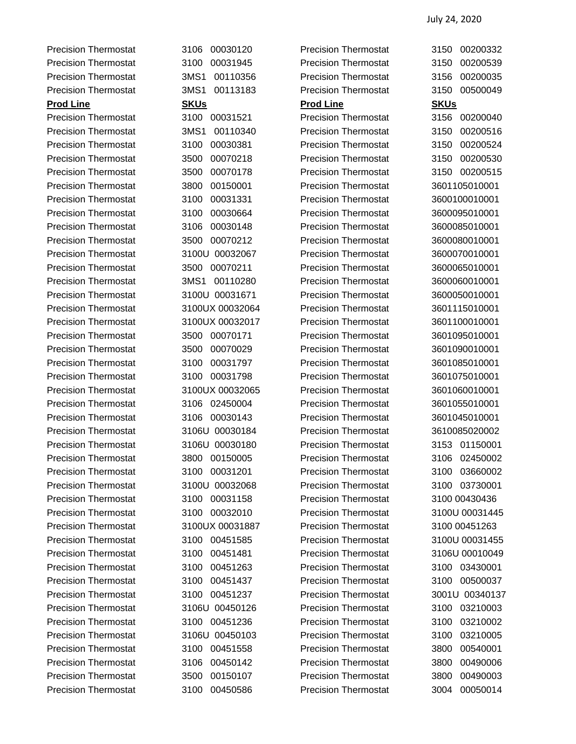July 24, 2020

| | | | |
|---|---|---|---|
| Precision Thermostat | 3106 00030120 | Precision Thermostat | 3150 00200332 |
| Precision Thermostat | 3100 00031945 | Precision Thermostat | 3150 00200539 |
| Precision Thermostat | 3MS1 00110356 | Precision Thermostat | 3156 00200035 |
| Precision Thermostat | 3MS1 00113183 | Precision Thermostat | 3150 00500049 |

| **Prod Line** | **SKUs** | **Prod Line** | **SKUs** |
|---|---|---|---|
| Precision Thermostat | 3100 00031521 | Precision Thermostat | 3156 00200040 |
| Precision Thermostat | 3MS1 00110340 | Precision Thermostat | 3150 00200516 |
| Precision Thermostat | 3100 00030381 | Precision Thermostat | 3150 00200524 |
| Precision Thermostat | 3500 00070218 | Precision Thermostat | 3150 00200530 |
| Precision Thermostat | 3500 00070178 | Precision Thermostat | 3150 00200515 |
| Precision Thermostat | 3800 00150001 | Precision Thermostat | 3601105010001 |
| Precision Thermostat | 3100 00031331 | Precision Thermostat | 3600100010001 |
| Precision Thermostat | 3100 00030664 | Precision Thermostat | 3600095010001 |
| Precision Thermostat | 3106 00030148 | Precision Thermostat | 3600085010001 |
| Precision Thermostat | 3500 00070212 | Precision Thermostat | 3600080010001 |
| Precision Thermostat | 3100U 00032067 | Precision Thermostat | 3600070010001 |
| Precision Thermostat | 3500 00070211 | Precision Thermostat | 3600065010001 |
| Precision Thermostat | 3MS1 00110280 | Precision Thermostat | 3600060010001 |
| Precision Thermostat | 3100U 00031671 | Precision Thermostat | 3600050010001 |
| Precision Thermostat | 3100UX 00032064 | Precision Thermostat | 3601115010001 |
| Precision Thermostat | 3100UX 00032017 | Precision Thermostat | 3601100010001 |
| Precision Thermostat | 3500 00070171 | Precision Thermostat | 3601095010001 |
| Precision Thermostat | 3500 00070029 | Precision Thermostat | 3601090010001 |
| Precision Thermostat | 3100 00031797 | Precision Thermostat | 3601085010001 |
| Precision Thermostat | 3100 00031798 | Precision Thermostat | 3601075010001 |
| Precision Thermostat | 3100UX 00032065 | Precision Thermostat | 3601060010001 |
| Precision Thermostat | 3106 02450004 | Precision Thermostat | 3601055010001 |
| Precision Thermostat | 3106 00030143 | Precision Thermostat | 3601045010001 |
| Precision Thermostat | 3106U 00030184 | Precision Thermostat | 3610085020002 |
| Precision Thermostat | 3106U 00030180 | Precision Thermostat | 3153 01150001 |
| Precision Thermostat | 3800 00150005 | Precision Thermostat | 3106 02450002 |
| Precision Thermostat | 3100 00031201 | Precision Thermostat | 3100 03660002 |
| Precision Thermostat | 3100U 00032068 | Precision Thermostat | 3100 03730001 |
| Precision Thermostat | 3100 00031158 | Precision Thermostat | 3100 00430436 |
| Precision Thermostat | 3100 00032010 | Precision Thermostat | 3100U 00031445 |
| Precision Thermostat | 3100UX 00031887 | Precision Thermostat | 3100 00451263 |
| Precision Thermostat | 3100 00451585 | Precision Thermostat | 3100U 00031455 |
| Precision Thermostat | 3100 00451481 | Precision Thermostat | 3106U 00010049 |
| Precision Thermostat | 3100 00451263 | Precision Thermostat | 3100 03430001 |
| Precision Thermostat | 3100 00451437 | Precision Thermostat | 3100 00500037 |
| Precision Thermostat | 3100 00451237 | Precision Thermostat | 3001U 00340137 |
| Precision Thermostat | 3106U 00450126 | Precision Thermostat | 3100 03210003 |
| Precision Thermostat | 3100 00451236 | Precision Thermostat | 3100 03210002 |
| Precision Thermostat | 3106U 00450103 | Precision Thermostat | 3100 03210005 |
| Precision Thermostat | 3100 00451558 | Precision Thermostat | 3800 00540001 |
| Precision Thermostat | 3106 00450142 | Precision Thermostat | 3800 00490006 |
| Precision Thermostat | 3500 00150107 | Precision Thermostat | 3800 00490003 |
| Precision Thermostat | 3100 00450586 | Precision Thermostat | 3004 00050014 |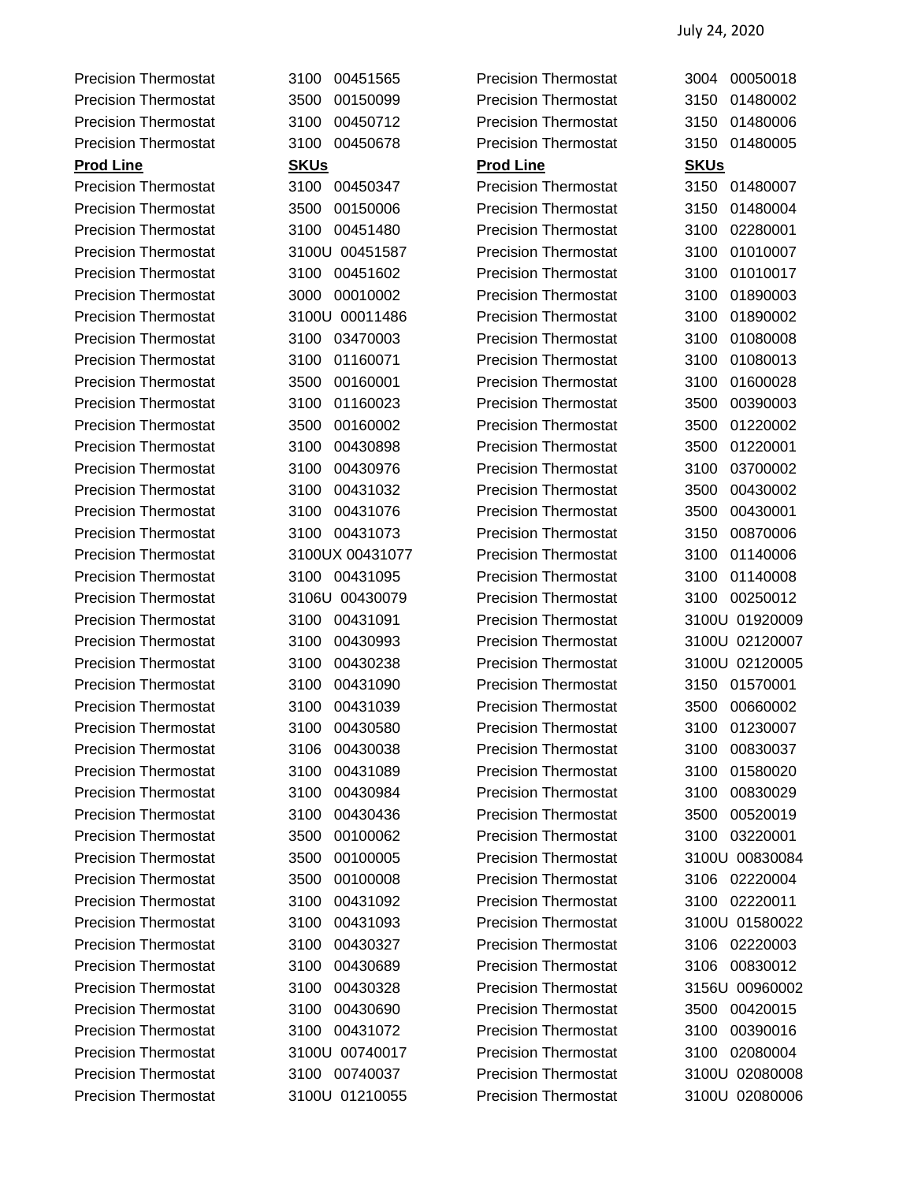Precision Thermostat 3100 00451565
Precision Thermostat 3500 00150099
Precision Thermostat 3100 00450712
Precision Thermostat 3100 00450678

| **Prod Line** | **SKUs** |
|---|---|
| Precision Thermostat | 3100 00450347 |
| Precision Thermostat | 3500 00150006 |
| Precision Thermostat | 3100 00451480 |
| Precision Thermostat | 3100U 00451587 |
| Precision Thermostat | 3100 00451602 |
| Precision Thermostat | 3000 00010002 |
| Precision Thermostat | 3100U 00011486 |
| Precision Thermostat | 3100 03470003 |
| Precision Thermostat | 3100 01160071 |
| Precision Thermostat | 3500 00160001 |
| Precision Thermostat | 3100 01160023 |
| Precision Thermostat | 3500 00160002 |
| Precision Thermostat | 3100 00430898 |
| Precision Thermostat | 3100 00430976 |
| Precision Thermostat | 3100 00431032 |
| Precision Thermostat | 3100 00431076 |
| Precision Thermostat | 3100 00431073 |
| Precision Thermostat | 3100UX 00431077 |
| Precision Thermostat | 3100 00431095 |
| Precision Thermostat | 3106U 00430079 |
| Precision Thermostat | 3100 00431091 |
| Precision Thermostat | 3100 00430993 |
| Precision Thermostat | 3100 00430238 |
| Precision Thermostat | 3100 00431090 |
| Precision Thermostat | 3100 00431039 |
| Precision Thermostat | 3100 00430580 |
| Precision Thermostat | 3106 00430038 |
| Precision Thermostat | 3100 00431089 |
| Precision Thermostat | 3100 00430984 |
| Precision Thermostat | 3100 00430436 |
| Precision Thermostat | 3500 00100062 |
| Precision Thermostat | 3500 00100005 |
| Precision Thermostat | 3500 00100008 |
| Precision Thermostat | 3100 00431092 |
| Precision Thermostat | 3100 00431093 |
| Precision Thermostat | 3100 00430327 |
| Precision Thermostat | 3100 00430689 |
| Precision Thermostat | 3100 00430328 |
| Precision Thermostat | 3100 00430690 |
| Precision Thermostat | 3100 00431072 |
| Precision Thermostat | 3100U 00740017 |
| Precision Thermostat | 3100 00740037 |
| Precision Thermostat | 3100U 01210055 |

Precision Thermostat 3004 00050018
Precision Thermostat 3150 01480002
Precision Thermostat 3150 01480006
Precision Thermostat 3150 01480005

| **Prod Line** | **SKUs** |
|---|---|
| Precision Thermostat | 3150 01480007 |
| Precision Thermostat | 3150 01480004 |
| Precision Thermostat | 3100 02280001 |
| Precision Thermostat | 3100 01010007 |
| Precision Thermostat | 3100 01010017 |
| Precision Thermostat | 3100 01890003 |
| Precision Thermostat | 3100 01890002 |
| Precision Thermostat | 3100 01080008 |
| Precision Thermostat | 3100 01080013 |
| Precision Thermostat | 3100 01600028 |
| Precision Thermostat | 3500 00390003 |
| Precision Thermostat | 3500 01220002 |
| Precision Thermostat | 3500 01220001 |
| Precision Thermostat | 3100 03700002 |
| Precision Thermostat | 3500 00430002 |
| Precision Thermostat | 3500 00430001 |
| Precision Thermostat | 3150 00870006 |
| Precision Thermostat | 3100 01140006 |
| Precision Thermostat | 3100 01140008 |
| Precision Thermostat | 3100 00250012 |
| Precision Thermostat | 3100U 01920009 |
| Precision Thermostat | 3100U 02120007 |
| Precision Thermostat | 3100U 02120005 |
| Precision Thermostat | 3150 01570001 |
| Precision Thermostat | 3500 00660002 |
| Precision Thermostat | 3100 01230007 |
| Precision Thermostat | 3100 00830037 |
| Precision Thermostat | 3100 01580020 |
| Precision Thermostat | 3100 00830029 |
| Precision Thermostat | 3500 00520019 |
| Precision Thermostat | 3100 03220001 |
| Precision Thermostat | 3100U 00830084 |
| Precision Thermostat | 3106 02220004 |
| Precision Thermostat | 3100 02220011 |
| Precision Thermostat | 3100U 01580022 |
| Precision Thermostat | 3106 02220003 |
| Precision Thermostat | 3106 00830012 |
| Precision Thermostat | 3156U 00960002 |
| Precision Thermostat | 3500 00420015 |
| Precision Thermostat | 3100 00390016 |
| Precision Thermostat | 3100 02080004 |
| Precision Thermostat | 3100U 02080008 |
| Precision Thermostat | 3100U 02080006 |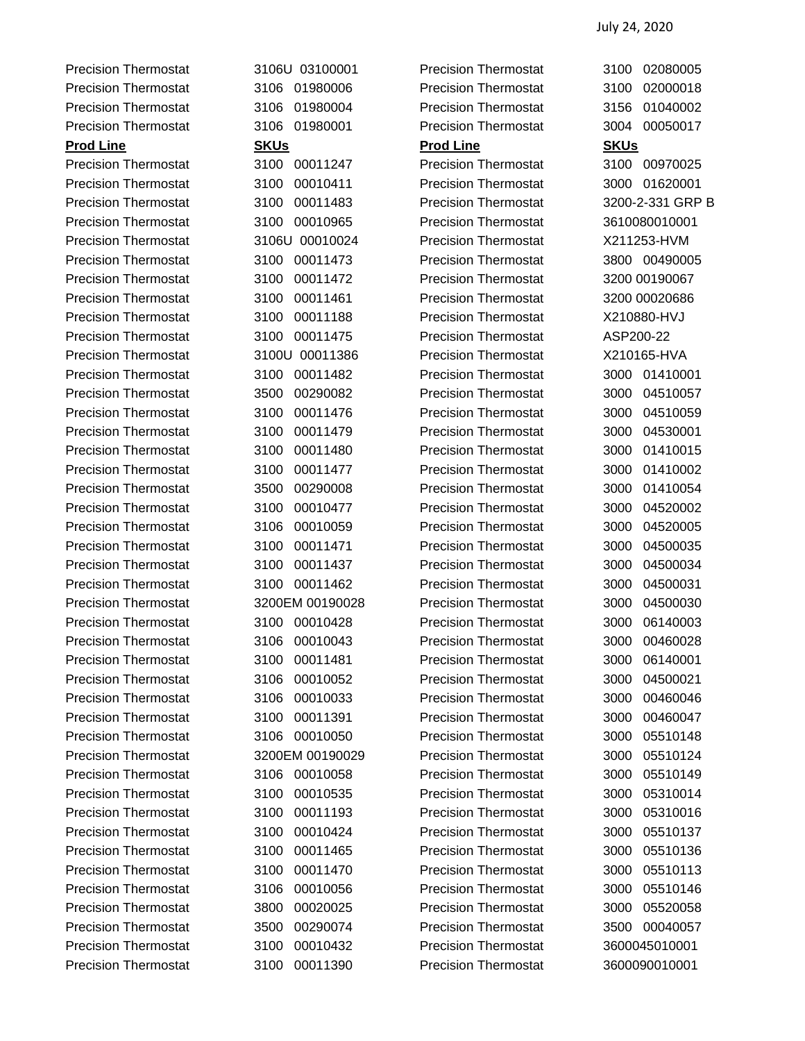July 24, 2020

| | | | |
|---|---|---|---|
| Precision Thermostat | 3106U 03100001 | Precision Thermostat | 3100 02080005 |
| Precision Thermostat | 3106 01980006 | Precision Thermostat | 3100 02000018 |
| Precision Thermostat | 3106 01980004 | Precision Thermostat | 3156 01040002 |
| Precision Thermostat | 3106 01980001 | Precision Thermostat | 3004 00050017 |

| **Prod Line** | **SKUs** | **Prod Line** | **SKUs** |
|---|---|---|---|
| Precision Thermostat | 3100 00011247 | Precision Thermostat | 3100 00970025 |
| Precision Thermostat | 3100 00010411 | Precision Thermostat | 3000 01620001 |
| Precision Thermostat | 3100 00011483 | Precision Thermostat | 3200-2-331 GRP B |
| Precision Thermostat | 3100 00010965 | Precision Thermostat | 3610080010001 |
| Precision Thermostat | 3106U 00010024 | Precision Thermostat | X211253-HVM |
| Precision Thermostat | 3100 00011473 | Precision Thermostat | 3800 00490005 |
| Precision Thermostat | 3100 00011472 | Precision Thermostat | 3200 00190067 |
| Precision Thermostat | 3100 00011461 | Precision Thermostat | 3200 00020686 |
| Precision Thermostat | 3100 00011188 | Precision Thermostat | X210880-HVJ |
| Precision Thermostat | 3100 00011475 | Precision Thermostat | ASP200-22 |
| Precision Thermostat | 3100U 00011386 | Precision Thermostat | X210165-HVA |
| Precision Thermostat | 3100 00011482 | Precision Thermostat | 3000 01410001 |
| Precision Thermostat | 3500 00290082 | Precision Thermostat | 3000 04510057 |
| Precision Thermostat | 3100 00011476 | Precision Thermostat | 3000 04510059 |
| Precision Thermostat | 3100 00011479 | Precision Thermostat | 3000 04530001 |
| Precision Thermostat | 3100 00011480 | Precision Thermostat | 3000 01410015 |
| Precision Thermostat | 3100 00011477 | Precision Thermostat | 3000 01410002 |
| Precision Thermostat | 3500 00290008 | Precision Thermostat | 3000 01410054 |
| Precision Thermostat | 3100 00010477 | Precision Thermostat | 3000 04520002 |
| Precision Thermostat | 3106 00010059 | Precision Thermostat | 3000 04520005 |
| Precision Thermostat | 3100 00011471 | Precision Thermostat | 3000 04500035 |
| Precision Thermostat | 3100 00011437 | Precision Thermostat | 3000 04500034 |
| Precision Thermostat | 3100 00011462 | Precision Thermostat | 3000 04500031 |
| Precision Thermostat | 3200EM 00190028 | Precision Thermostat | 3000 04500030 |
| Precision Thermostat | 3100 00010428 | Precision Thermostat | 3000 06140003 |
| Precision Thermostat | 3106 00010043 | Precision Thermostat | 3000 00460028 |
| Precision Thermostat | 3100 00011481 | Precision Thermostat | 3000 06140001 |
| Precision Thermostat | 3106 00010052 | Precision Thermostat | 3000 04500021 |
| Precision Thermostat | 3106 00010033 | Precision Thermostat | 3000 00460046 |
| Precision Thermostat | 3100 00011391 | Precision Thermostat | 3000 00460047 |
| Precision Thermostat | 3106 00010050 | Precision Thermostat | 3000 05510148 |
| Precision Thermostat | 3200EM 00190029 | Precision Thermostat | 3000 05510124 |
| Precision Thermostat | 3106 00010058 | Precision Thermostat | 3000 05510149 |
| Precision Thermostat | 3100 00010535 | Precision Thermostat | 3000 05310014 |
| Precision Thermostat | 3100 00011193 | Precision Thermostat | 3000 05310016 |
| Precision Thermostat | 3100 00010424 | Precision Thermostat | 3000 05510137 |
| Precision Thermostat | 3100 00011465 | Precision Thermostat | 3000 05510136 |
| Precision Thermostat | 3100 00011470 | Precision Thermostat | 3000 05510113 |
| Precision Thermostat | 3106 00010056 | Precision Thermostat | 3000 05510146 |
| Precision Thermostat | 3800 00020025 | Precision Thermostat | 3000 05520058 |
| Precision Thermostat | 3500 00290074 | Precision Thermostat | 3500 00040057 |
| Precision Thermostat | 3100 00010432 | Precision Thermostat | 3600045010001 |
| Precision Thermostat | 3100 00011390 | Precision Thermostat | 3600090010001 |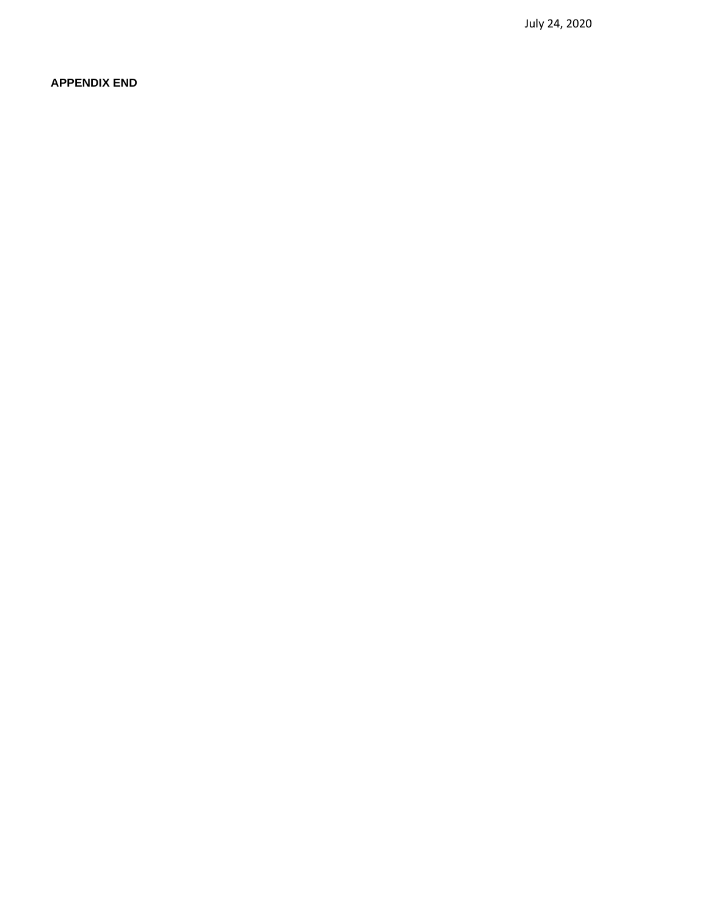**APPENDIX END**